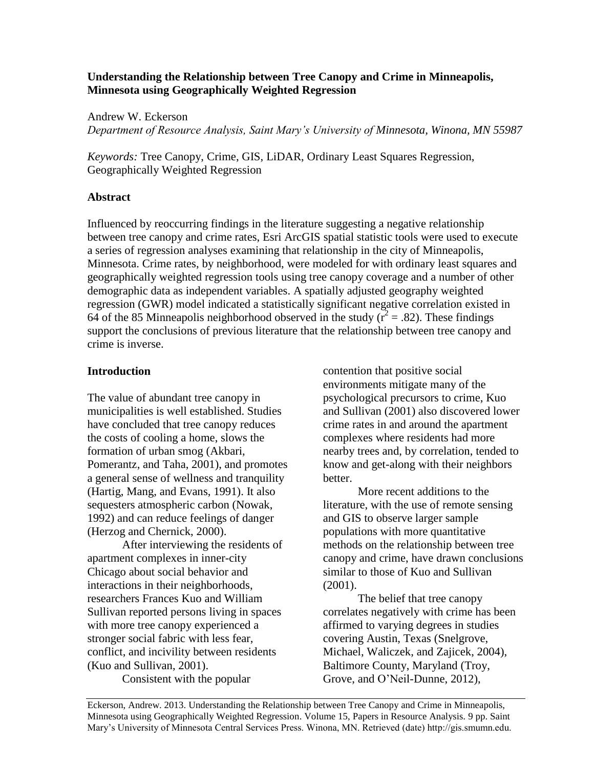# Understanding the Relationship between Tree Canopy and Crime in Minneapolis, Minnesota using Geographically Weighted Regression

Andrew W. Eckerson

*Department of Resource Analysis, Saint Mary's University of Minnesota, Winona, MN 55987*

*Keywords:* Tree Canopy, Crime, GIS, LiDAR, Ordinary Least Squares Regression, Geographically Weighted Regression

## Abstract

Influenced by reoccurring findings in the literature suggesting a negative relationship between tree canopy and crime rates, Esri ArcGIS spatial statistic tools were used to execute a series of regression analyses examining that relationship in the city of Minneapolis, Minnesota. Crime rates, by neighborhood, were modeled for with ordinary least squares and geographically weighted regression tools using tree canopy coverage and a number of other demographic data as independent variables. A spatially adjusted geography weighted regression (GWR) model indicated a statistically significant negative correlation existed in 64 of the 85 Minneapolis neighborhood observed in the study ($r^2 = .82$). These findings support the conclusions of previous literature that the relationship between tree canopy and crime is inverse.

## Introduction

The value of abundant tree canopy in municipalities is well established. Studies have concluded that tree canopy reduces the costs of cooling a home, slows the formation of urban smog (Akbari, Pomerantz, and Taha, 2001), and promotes a general sense of wellness and tranquility (Hartig, Mang, and Evans, 1991). It also sequesters atmospheric carbon (Nowak, 1992) and can reduce feelings of danger (Herzog and Chernick, 2000).

After interviewing the residents of apartment complexes in inner-city Chicago about social behavior and interactions in their neighborhoods, researchers Frances Kuo and William Sullivan reported persons living in spaces with more tree canopy experienced a stronger social fabric with less fear, conflict, and incivility between residents (Kuo and Sullivan, 2001).

Consistent with the popular contention that positive social environments mitigate many of the psychological precursors to crime, Kuo and Sullivan (2001) also discovered lower crime rates in and around the apartment complexes where residents had more nearby trees and, by correlation, tended to know and get-along with their neighbors better.

More recent additions to the literature, with the use of remote sensing and GIS to observe larger sample populations with more quantitative methods on the relationship between tree canopy and crime, have drawn conclusions similar to those of Kuo and Sullivan (2001).

The belief that tree canopy correlates negatively with crime has been affirmed to varying degrees in studies covering Austin, Texas (Snelgrove, Michael, Waliczek, and Zajicek, 2004), Baltimore County, Maryland (Troy, Grove, and O'Neil-Dunne, 2012),

Eckerson, Andrew. 2013. Understanding the Relationship between Tree Canopy and Crime in Minneapolis, Minnesota using Geographically Weighted Regression. Volume 15, Papers in Resource Analysis. 9 pp. Saint Mary's University of Minnesota Central Services Press. Winona, MN. Retrieved (date) http://gis.smumn.edu.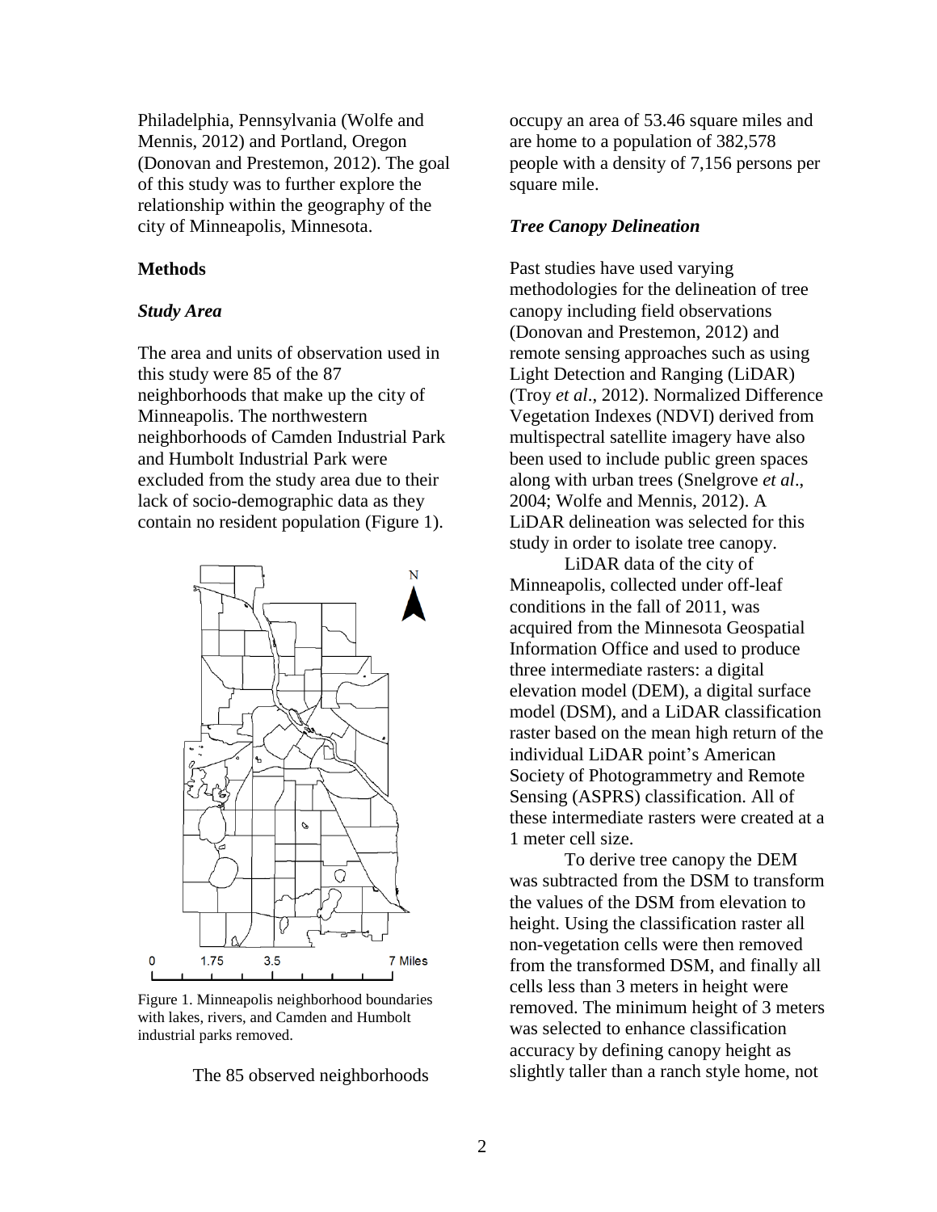Philadelphia, Pennsylvania (Wolfe and Mennis, 2012) and Portland, Oregon (Donovan and Prestemon, 2012). The goal of this study was to further explore the relationship within the geography of the city of Minneapolis, Minnesota.

## Methods

### *Study Area*

The area and units of observation used in this study were 85 of the 87 neighborhoods that make up the city of Minneapolis. The northwestern neighborhoods of Camden Industrial Park and Humbolt Industrial Park were excluded from the study area due to their lack of socio-demographic data as they contain no resident population (Figure 1).

Figure 1. Minneapolis neighborhood boundaries with lakes, rivers, and Camden and Humbolt industrial parks removed.

The 85 observed neighborhoods occupy an area of 53.46 square miles and are home to a population of 382,578 people with a density of 7,156 persons per square mile.

### *Tree Canopy Delineation*

Past studies have used varying methodologies for the delineation of tree canopy including field observations (Donovan and Prestemon, 2012) and remote sensing approaches such as using Light Detection and Ranging (LiDAR) (Troy *et al*., 2012). Normalized Difference Vegetation Indexes (NDVI) derived from multispectral satellite imagery have also been used to include public green spaces along with urban trees (Snelgrove *et al*., 2004; Wolfe and Mennis, 2012). A LiDAR delineation was selected for this study in order to isolate tree canopy.

LiDAR data of the city of Minneapolis, collected under off-leaf conditions in the fall of 2011, was acquired from the Minnesota Geospatial Information Office and used to produce three intermediate rasters: a digital elevation model (DEM), a digital surface model (DSM), and a LiDAR classification raster based on the mean high return of the individual LiDAR point's American Society of Photogrammetry and Remote Sensing (ASPRS) classification. All of these intermediate rasters were created at a 1 meter cell size.

To derive tree canopy the DEM was subtracted from the DSM to transform the values of the DSM from elevation to height. Using the classification raster all non-vegetation cells were then removed from the transformed DSM, and finally all cells less than 3 meters in height were removed. The minimum height of 3 meters was selected to enhance classification accuracy by defining canopy height as slightly taller than a ranch style home, not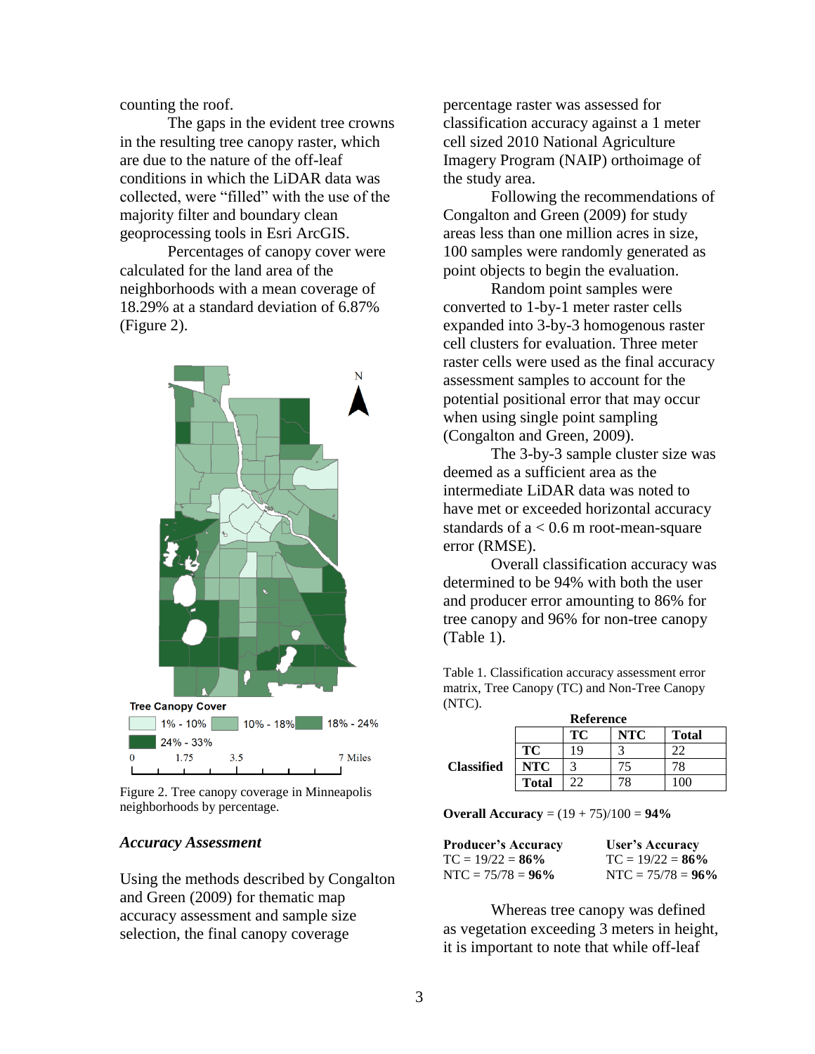counting the roof.

The gaps in the evident tree crowns in the resulting tree canopy raster, which are due to the nature of the off-leaf conditions in which the LiDAR data was collected, were "filled" with the use of the majority filter and boundary clean geoprocessing tools in Esri ArcGIS.

Percentages of canopy cover were calculated for the land area of the neighborhoods with a mean coverage of 18.29% at a standard deviation of 6.87% (Figure 2).

Figure 2. Tree canopy coverage in Minneapolis neighborhoods by percentage.

### *Accuracy Assessment*

Using the methods described by Congalton and Green (2009) for thematic map accuracy assessment and sample size selection, the final canopy coverage percentage raster was assessed for classification accuracy against a 1 meter cell sized 2010 National Agriculture Imagery Program (NAIP) orthoimage of the study area.

Following the recommendations of Congalton and Green (2009) for study areas less than one million acres in size, 100 samples were randomly generated as point objects to begin the evaluation.

Random point samples were converted to 1-by-1 meter raster cells expanded into 3-by-3 homogenous raster cell clusters for evaluation. Three meter raster cells were used as the final accuracy assessment samples to account for the potential positional error that may occur when using single point sampling (Congalton and Green, 2009).

The 3-by-3 sample cluster size was deemed as a sufficient area as the intermediate LiDAR data was noted to have met or exceeded horizontal accuracy standards of a < 0.6 m root-mean-square error (RMSE).

Overall classification accuracy was determined to be 94% with both the user and producer error amounting to 86% for tree canopy and 96% for non-tree canopy (Table 1).

Table 1. Classification accuracy assessment error matrix, Tree Canopy (TC) and Non-Tree Canopy (NTC).

| | | Reference | | |
|---|---|---|---|---|
| | | **TC** | **NTC** | **Total** |
| **Classified** | **TC** | 19 | 3 | 22 |
| | **NTC** | 3 | 75 | 78 |
| | **Total** | 22 | 78 | 100 |

**Overall Accuracy** = (19 + 75)/100 = **94%**

**Producer's Accuracy**
TC = 19/22 = **86%**
NTC = 75/78 = **96%**

**User's Accuracy**
TC = 19/22 = **86%**
NTC = 75/78 = **96%**

Whereas tree canopy was defined as vegetation exceeding 3 meters in height, it is important to note that while off-leaf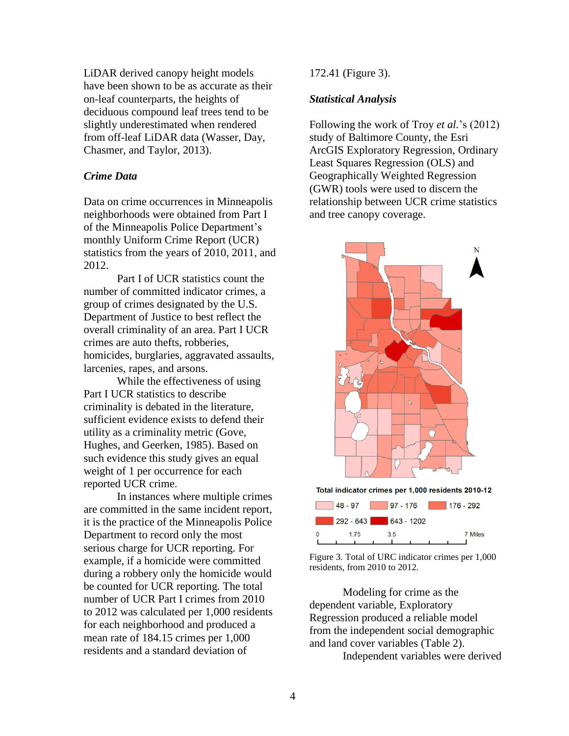LiDAR derived canopy height models have been shown to be as accurate as their on-leaf counterparts, the heights of deciduous compound leaf trees tend to be slightly underestimated when rendered from off-leaf LiDAR data (Wasser, Day, Chasmer, and Taylor, 2013).

### *Crime Data*

Data on crime occurrences in Minneapolis neighborhoods were obtained from Part I of the Minneapolis Police Department's monthly Uniform Crime Report (UCR) statistics from the years of 2010, 2011, and 2012.

Part I of UCR statistics count the number of committed indicator crimes, a group of crimes designated by the U.S. Department of Justice to best reflect the overall criminality of an area. Part I UCR crimes are auto thefts, robberies, homicides, burglaries, aggravated assaults, larcenies, rapes, and arsons.

While the effectiveness of using Part I UCR statistics to describe criminality is debated in the literature, sufficient evidence exists to defend their utility as a criminality metric (Gove, Hughes, and Geerken, 1985). Based on such evidence this study gives an equal weight of 1 per occurrence for each reported UCR crime.

In instances where multiple crimes are committed in the same incident report, it is the practice of the Minneapolis Police Department to record only the most serious charge for UCR reporting. For example, if a homicide were committed during a robbery only the homicide would be counted for UCR reporting. The total number of UCR Part I crimes from 2010 to 2012 was calculated per 1,000 residents for each neighborhood and produced a mean rate of 184.15 crimes per 1,000 residents and a standard deviation of 172.41 (Figure 3).

### *Statistical Analysis*

Following the work of Troy *et al.*'s (2012) study of Baltimore County, the Esri ArcGIS Exploratory Regression, Ordinary Least Squares Regression (OLS) and Geographically Weighted Regression (GWR) tools were used to discern the relationship between UCR crime statistics and tree canopy coverage.

Total indicator crimes per 1,000 residents 2010-12

48 - 97 | 97 - 176 | 176 - 292 | 292 - 643 | 643 - 1202

0 | 1.75 | 3.5 | 7 Miles

Figure 3. Total of URC indicator crimes per 1,000 residents, from 2010 to 2012.

Modeling for crime as the dependent variable, Exploratory Regression produced a reliable model from the independent social demographic and land cover variables (Table 2).

Independent variables were derived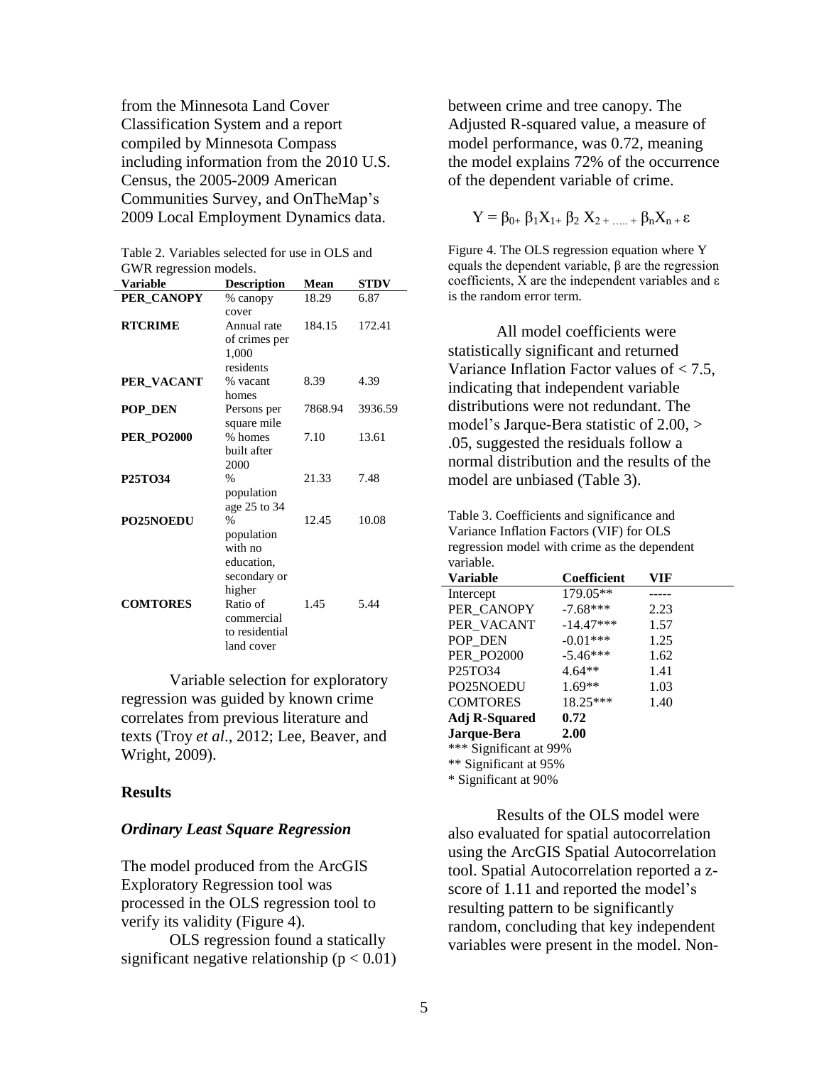from the Minnesota Land Cover Classification System and a report compiled by Minnesota Compass including information from the 2010 U.S. Census, the 2005-2009 American Communities Survey, and OnTheMap's 2009 Local Employment Dynamics data.

Table 2. Variables selected for use in OLS and GWR regression models.

| Variable | Description | Mean | STDV |
|---|---|---|---|
| **PER_CANOPY** | % canopy cover | 18.29 | 6.87 |
| **RTCRIME** | Annual rate of crimes per 1,000 residents | 184.15 | 172.41 |
| **PER_VACANT** | % vacant homes | 8.39 | 4.39 |
| **POP_DEN** | Persons per square mile | 7868.94 | 3936.59 |
| **PER_PO2000** | % homes built after 2000 | 7.10 | 13.61 |
| **P25TO34** | % population age 25 to 34 | 21.33 | 7.48 |
| **PO25NOEDU** | % population with no education, secondary or higher | 12.45 | 10.08 |
| **COMTORES** | Ratio of commercial to residential land cover | 1.45 | 5.44 |

Variable selection for exploratory regression was guided by known crime correlates from previous literature and texts (Troy *et al*., 2012; Lee, Beaver, and Wright, 2009).

## Results

### *Ordinary Least Square Regression*

The model produced from the ArcGIS Exploratory Regression tool was processed in the OLS regression tool to verify its validity (Figure 4).

OLS regression found a statically significant negative relationship ($p < 0.01$) between crime and tree canopy. The Adjusted R-squared value, a measure of model performance, was 0.72, meaning the model explains 72% of the occurrence of the dependent variable of crime.

$$Y = \beta_0 + \beta_1 X_1 + \beta_2 X_2 + \ldots + \beta_n X_n + \varepsilon$$

Figure 4. The OLS regression equation where Y equals the dependent variable, β are the regression coefficients, X are the independent variables and ε is the random error term.

All model coefficients were statistically significant and returned Variance Inflation Factor values of < 7.5, indicating that independent variable distributions were not redundant. The model's Jarque-Bera statistic of 2.00, > .05, suggested the residuals follow a normal distribution and the results of the model are unbiased (Table 3).

Table 3. Coefficients and significance and Variance Inflation Factors (VIF) for OLS regression model with crime as the dependent variable.

| Variable | Coefficient | VIF |
|---|---|---|
| Intercept | 179.05** | ----- |
| PER_CANOPY | -7.68*** | 2.23 |
| PER_VACANT | -14.47*** | 1.57 |
| POP_DEN | -0.01*** | 1.25 |
| PER_PO2000 | -5.46*** | 1.62 |
| P25TO34 | 4.64** | 1.41 |
| PO25NOEDU | 1.69** | 1.03 |
| COMTORES | 18.25*** | 1.40 |
| **Adj R-Squared** | **0.72** | |
| **Jarque-Bera** | **2.00** | |

*** Significant at 99%
** Significant at 95%
* Significant at 90%

Results of the OLS model were also evaluated for spatial autocorrelation using the ArcGIS Spatial Autocorrelation tool. Spatial Autocorrelation reported a z-score of 1.11 and reported the model's resulting pattern to be significantly random, concluding that key independent variables were present in the model. Non-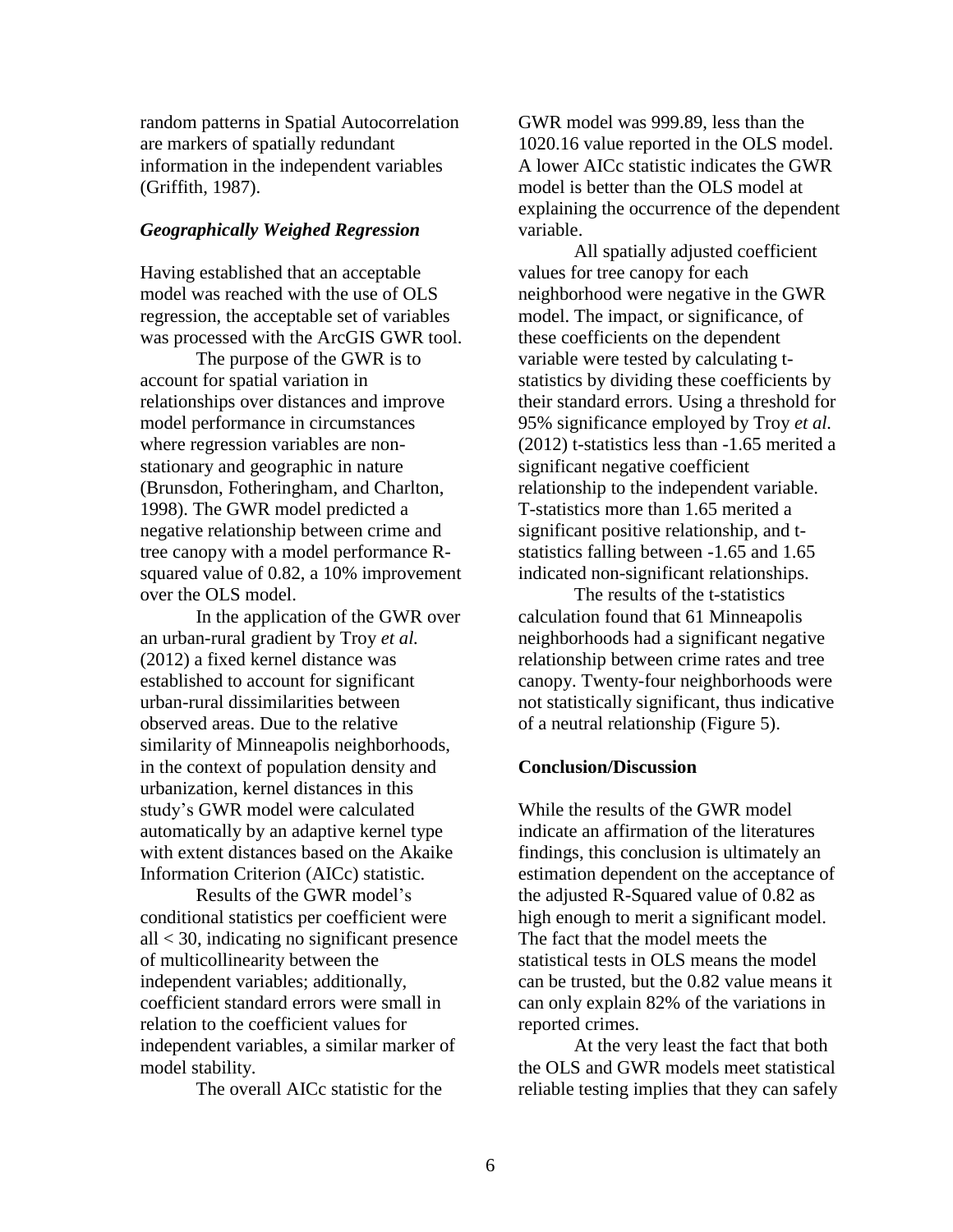random patterns in Spatial Autocorrelation are markers of spatially redundant information in the independent variables (Griffith, 1987).

### *Geographically Weighed Regression*

Having established that an acceptable model was reached with the use of OLS regression, the acceptable set of variables was processed with the ArcGIS GWR tool.

The purpose of the GWR is to account for spatial variation in relationships over distances and improve model performance in circumstances where regression variables are non-stationary and geographic in nature (Brunsdon, Fotheringham, and Charlton, 1998). The GWR model predicted a negative relationship between crime and tree canopy with a model performance R-squared value of 0.82, a 10% improvement over the OLS model.

In the application of the GWR over an urban-rural gradient by Troy *et al.* (2012) a fixed kernel distance was established to account for significant urban-rural dissimilarities between observed areas. Due to the relative similarity of Minneapolis neighborhoods, in the context of population density and urbanization, kernel distances in this study's GWR model were calculated automatically by an adaptive kernel type with extent distances based on the Akaike Information Criterion (AICc) statistic.

Results of the GWR model's conditional statistics per coefficient were all < 30, indicating no significant presence of multicollinearity between the independent variables; additionally, coefficient standard errors were small in relation to the coefficient values for independent variables, a similar marker of model stability.

The overall AICc statistic for the GWR model was 999.89, less than the 1020.16 value reported in the OLS model. A lower AICc statistic indicates the GWR model is better than the OLS model at explaining the occurrence of the dependent variable.

All spatially adjusted coefficient values for tree canopy for each neighborhood were negative in the GWR model. The impact, or significance, of these coefficients on the dependent variable were tested by calculating t-statistics by dividing these coefficients by their standard errors. Using a threshold for 95% significance employed by Troy *et al.* (2012) t-statistics less than -1.65 merited a significant negative coefficient relationship to the independent variable. T-statistics more than 1.65 merited a significant positive relationship, and t-statistics falling between -1.65 and 1.65 indicated non-significant relationships.

The results of the t-statistics calculation found that 61 Minneapolis neighborhoods had a significant negative relationship between crime rates and tree canopy. Twenty-four neighborhoods were not statistically significant, thus indicative of a neutral relationship (Figure 5).

## **Conclusion/Discussion**

While the results of the GWR model indicate an affirmation of the literatures findings, this conclusion is ultimately an estimation dependent on the acceptance of the adjusted R-Squared value of 0.82 as high enough to merit a significant model. The fact that the model meets the statistical tests in OLS means the model can be trusted, but the 0.82 value means it can only explain 82% of the variations in reported crimes.

At the very least the fact that both the OLS and GWR models meet statistical reliable testing implies that they can safely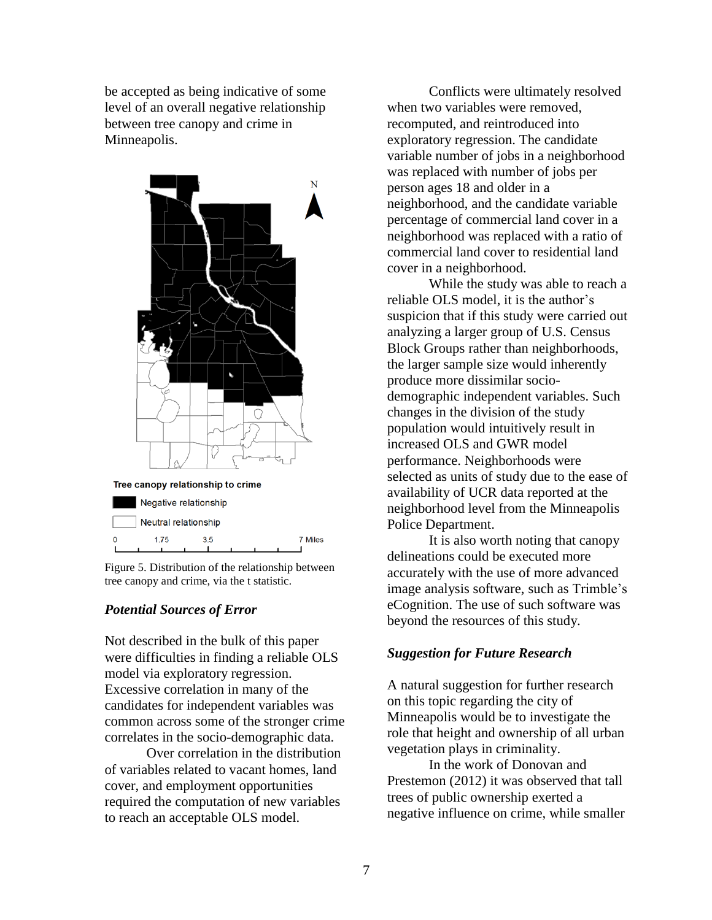be accepted as being indicative of some level of an overall negative relationship between tree canopy and crime in Minneapolis.

Figure 5. Distribution of the relationship between tree canopy and crime, via the t statistic.

### *Potential Sources of Error*

Not described in the bulk of this paper were difficulties in finding a reliable OLS model via exploratory regression. Excessive correlation in many of the candidates for independent variables was common across some of the stronger crime correlates in the socio-demographic data.

Over correlation in the distribution of variables related to vacant homes, land cover, and employment opportunities required the computation of new variables to reach an acceptable OLS model.

Conflicts were ultimately resolved when two variables were removed, recomputed, and reintroduced into exploratory regression. The candidate variable number of jobs in a neighborhood was replaced with number of jobs per person ages 18 and older in a neighborhood, and the candidate variable percentage of commercial land cover in a neighborhood was replaced with a ratio of commercial land cover to residential land cover in a neighborhood.

While the study was able to reach a reliable OLS model, it is the author's suspicion that if this study were carried out analyzing a larger group of U.S. Census Block Groups rather than neighborhoods, the larger sample size would inherently produce more dissimilar socio-demographic independent variables. Such changes in the division of the study population would intuitively result in increased OLS and GWR model performance. Neighborhoods were selected as units of study due to the ease of availability of UCR data reported at the neighborhood level from the Minneapolis Police Department.

It is also worth noting that canopy delineations could be executed more accurately with the use of more advanced image analysis software, such as Trimble's eCognition. The use of such software was beyond the resources of this study.

### *Suggestion for Future Research*

A natural suggestion for further research on this topic regarding the city of Minneapolis would be to investigate the role that height and ownership of all urban vegetation plays in criminality.

In the work of Donovan and Prestemon (2012) it was observed that tall trees of public ownership exerted a negative influence on crime, while smaller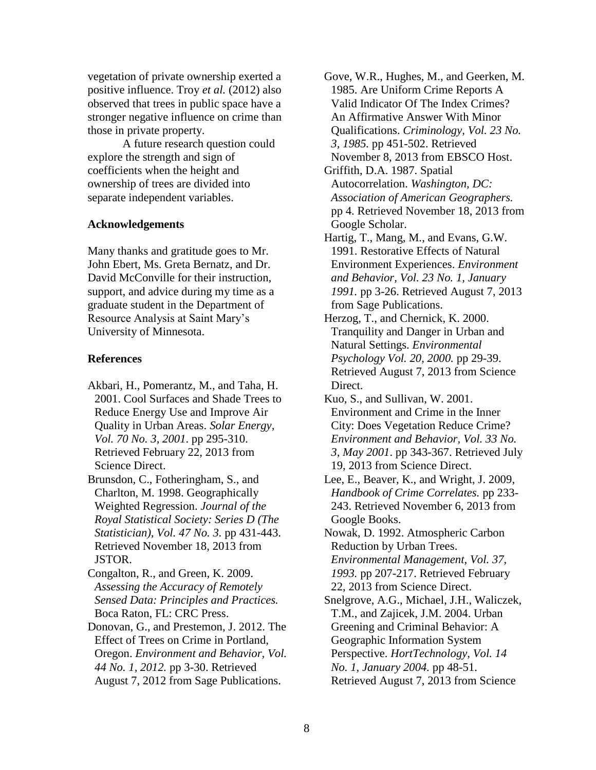vegetation of private ownership exerted a positive influence. Troy *et al.* (2012) also observed that trees in public space have a stronger negative influence on crime than those in private property.

A future research question could explore the strength and sign of coefficients when the height and ownership of trees are divided into separate independent variables.

## Acknowledgements

Many thanks and gratitude goes to Mr. John Ebert, Ms. Greta Bernatz, and Dr. David McConville for their instruction, support, and advice during my time as a graduate student in the Department of Resource Analysis at Saint Mary's University of Minnesota.

## References

Akbari, H., Pomerantz, M., and Taha, H. 2001. Cool Surfaces and Shade Trees to Reduce Energy Use and Improve Air Quality in Urban Areas. *Solar Energy, Vol. 70 No. 3, 2001.* pp 295-310. Retrieved February 22, 2013 from Science Direct.

Brunsdon, C., Fotheringham, S., and Charlton, M. 1998. Geographically Weighted Regression. *Journal of the Royal Statistical Society: Series D (The Statistician), Vol. 47 No. 3.* pp 431-443. Retrieved November 18, 2013 from JSTOR.

Congalton, R., and Green, K. 2009. *Assessing the Accuracy of Remotely Sensed Data: Principles and Practices.* Boca Raton, FL: CRC Press.

Donovan, G., and Prestemon, J. 2012. The Effect of Trees on Crime in Portland, Oregon. *Environment and Behavior, Vol. 44 No. 1, 2012.* pp 3-30. Retrieved August 7, 2012 from Sage Publications.

Gove, W.R., Hughes, M., and Geerken, M. 1985. Are Uniform Crime Reports A Valid Indicator Of The Index Crimes? An Affirmative Answer With Minor Qualifications. *Criminology, Vol. 23 No. 3, 1985.* pp 451-502. Retrieved November 8, 2013 from EBSCO Host.

Griffith, D.A. 1987. Spatial Autocorrelation. *Washington, DC: Association of American Geographers.* pp 4. Retrieved November 18, 2013 from Google Scholar.

Hartig, T., Mang, M., and Evans, G.W. 1991. Restorative Effects of Natural Environment Experiences. *Environment and Behavior, Vol. 23 No. 1, January 1991.* pp 3-26. Retrieved August 7, 2013 from Sage Publications.

Herzog, T., and Chernick, K. 2000. Tranquility and Danger in Urban and Natural Settings. *Environmental Psychology Vol. 20, 2000.* pp 29-39. Retrieved August 7, 2013 from Science Direct.

Kuo, S., and Sullivan, W. 2001. Environment and Crime in the Inner City: Does Vegetation Reduce Crime? *Environment and Behavior, Vol. 33 No. 3, May 2001.* pp 343-367. Retrieved July 19, 2013 from Science Direct.

Lee, E., Beaver, K., and Wright, J. 2009, *Handbook of Crime Correlates.* pp 233-243. Retrieved November 6, 2013 from Google Books.

Nowak, D. 1992. Atmospheric Carbon Reduction by Urban Trees. *Environmental Management, Vol. 37, 1993.* pp 207-217. Retrieved February 22, 2013 from Science Direct.

Snelgrove, A.G., Michael, J.H., Waliczek, T.M., and Zajicek, J.M. 2004. Urban Greening and Criminal Behavior: A Geographic Information System Perspective. *HortTechnology, Vol. 14 No. 1, January 2004.* pp 48-51. Retrieved August 7, 2013 from Science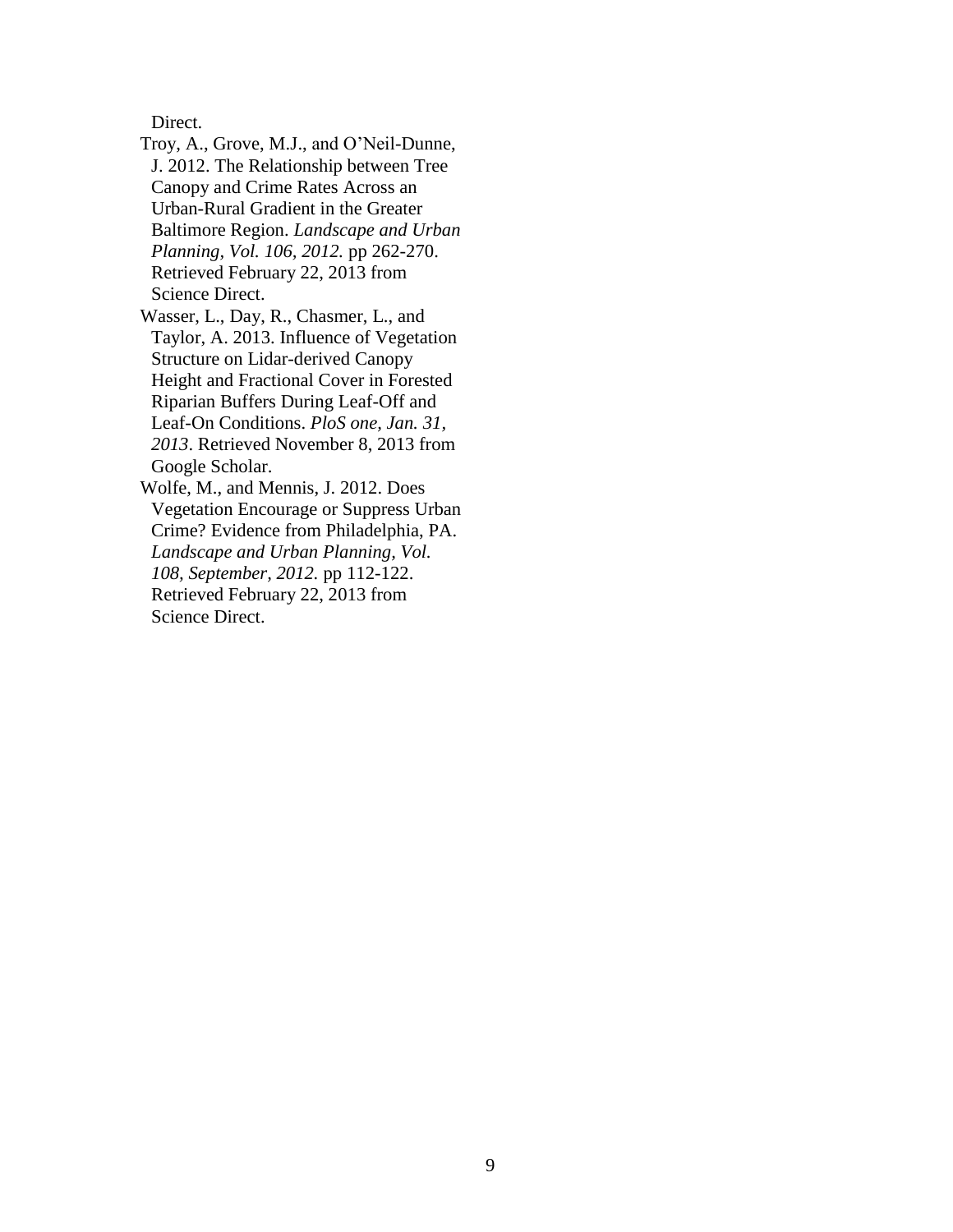Direct.

Troy, A., Grove, M.J., and O'Neil-Dunne, J. 2012. The Relationship between Tree Canopy and Crime Rates Across an Urban-Rural Gradient in the Greater Baltimore Region. *Landscape and Urban Planning, Vol. 106, 2012.* pp 262-270. Retrieved February 22, 2013 from Science Direct.

Wasser, L., Day, R., Chasmer, L., and Taylor, A. 2013. Influence of Vegetation Structure on Lidar-derived Canopy Height and Fractional Cover in Forested Riparian Buffers During Leaf-Off and Leaf-On Conditions. *PloS one, Jan. 31, 2013*. Retrieved November 8, 2013 from Google Scholar.

Wolfe, M., and Mennis, J. 2012. Does Vegetation Encourage or Suppress Urban Crime? Evidence from Philadelphia, PA. *Landscape and Urban Planning, Vol. 108, September, 2012.* pp 112-122. Retrieved February 22, 2013 from Science Direct.